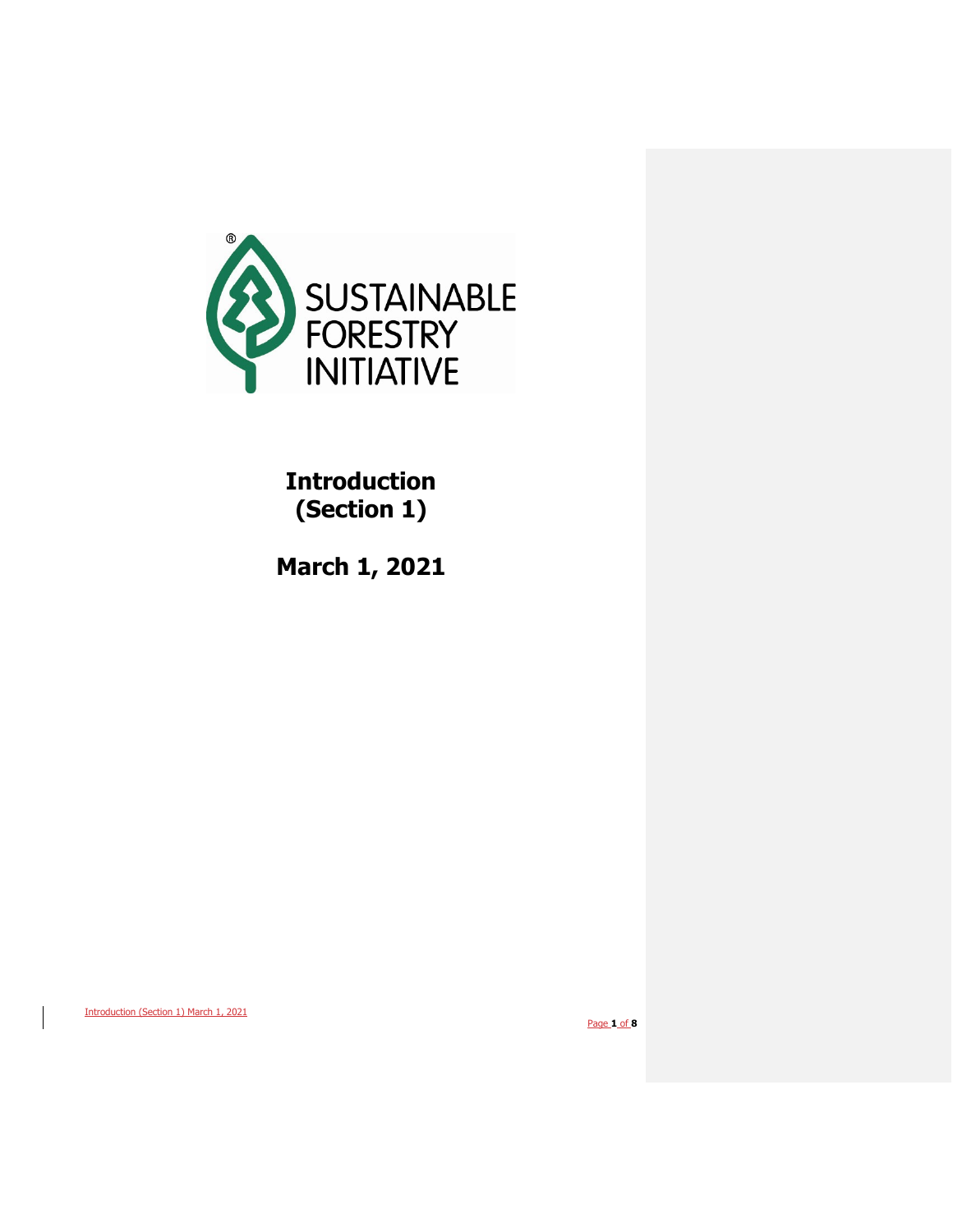SUSTAINABLE FORESTRY INITIATIVE

# Introduction (Section 1)

# March 1, 2021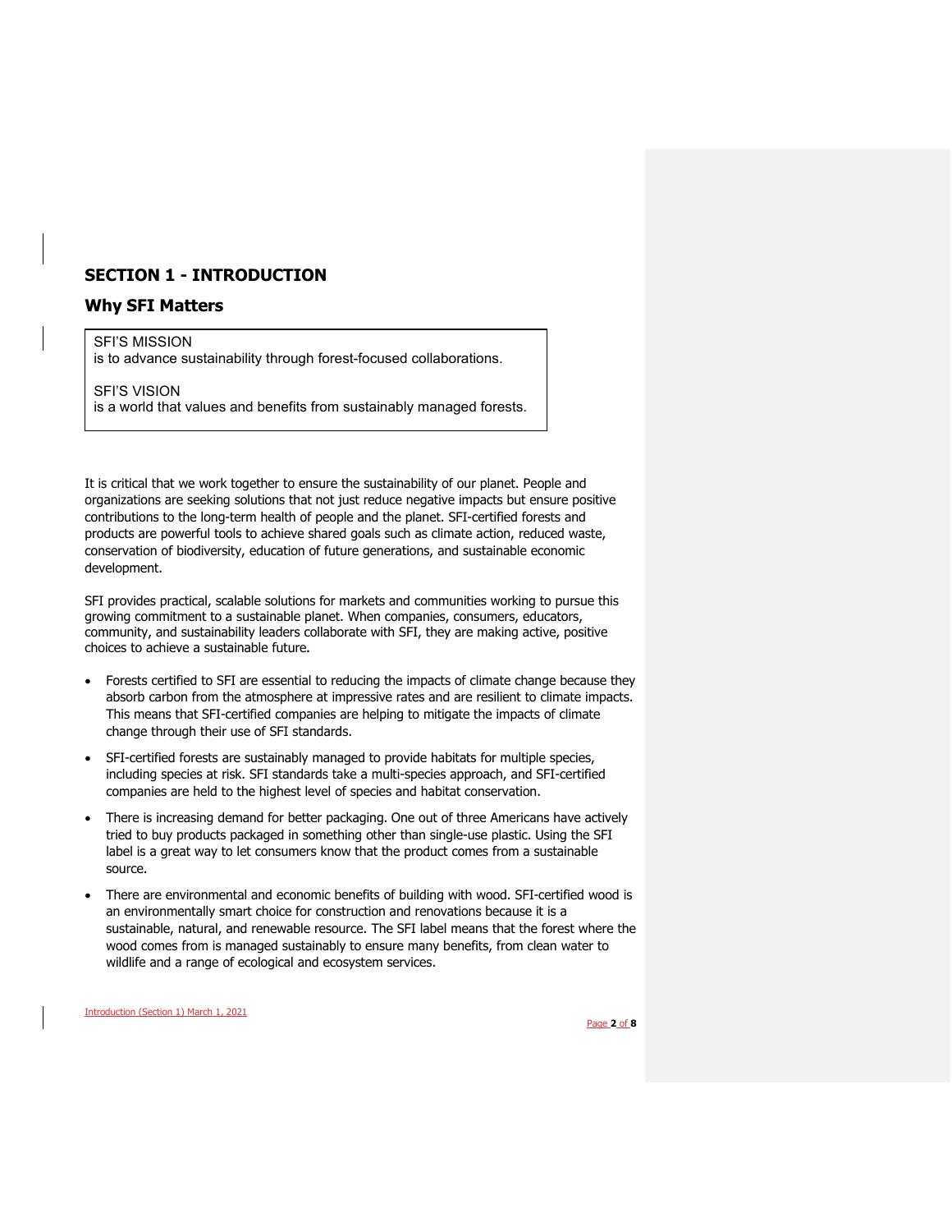## SECTION 1 - INTRODUCTION

## Why SFI Matters

SFI'S MISSION
is to advance sustainability through forest-focused collaborations.

SFI'S VISION
is a world that values and benefits from sustainably managed forests.

It is critical that we work together to ensure the sustainability of our planet. People and organizations are seeking solutions that not just reduce negative impacts but ensure positive contributions to the long-term health of people and the planet. SFI-certified forests and products are powerful tools to achieve shared goals such as climate action, reduced waste, conservation of biodiversity, education of future generations, and sustainable economic development.

SFI provides practical, scalable solutions for markets and communities working to pursue this growing commitment to a sustainable planet. When companies, consumers, educators, community, and sustainability leaders collaborate with SFI, they are making active, positive choices to achieve a sustainable future.

- Forests certified to SFI are essential to reducing the impacts of climate change because they absorb carbon from the atmosphere at impressive rates and are resilient to climate impacts. This means that SFI-certified companies are helping to mitigate the impacts of climate change through their use of SFI standards.
- SFI-certified forests are sustainably managed to provide habitats for multiple species, including species at risk. SFI standards take a multi-species approach, and SFI-certified companies are held to the highest level of species and habitat conservation.
- There is increasing demand for better packaging. One out of three Americans have actively tried to buy products packaged in something other than single-use plastic. Using the SFI label is a great way to let consumers know that the product comes from a sustainable source.
- There are environmental and economic benefits of building with wood. SFI-certified wood is an environmentally smart choice for construction and renovations because it is a sustainable, natural, and renewable resource. The SFI label means that the forest where the wood comes from is managed sustainably to ensure many benefits, from clean water to wildlife and a range of ecological and ecosystem services.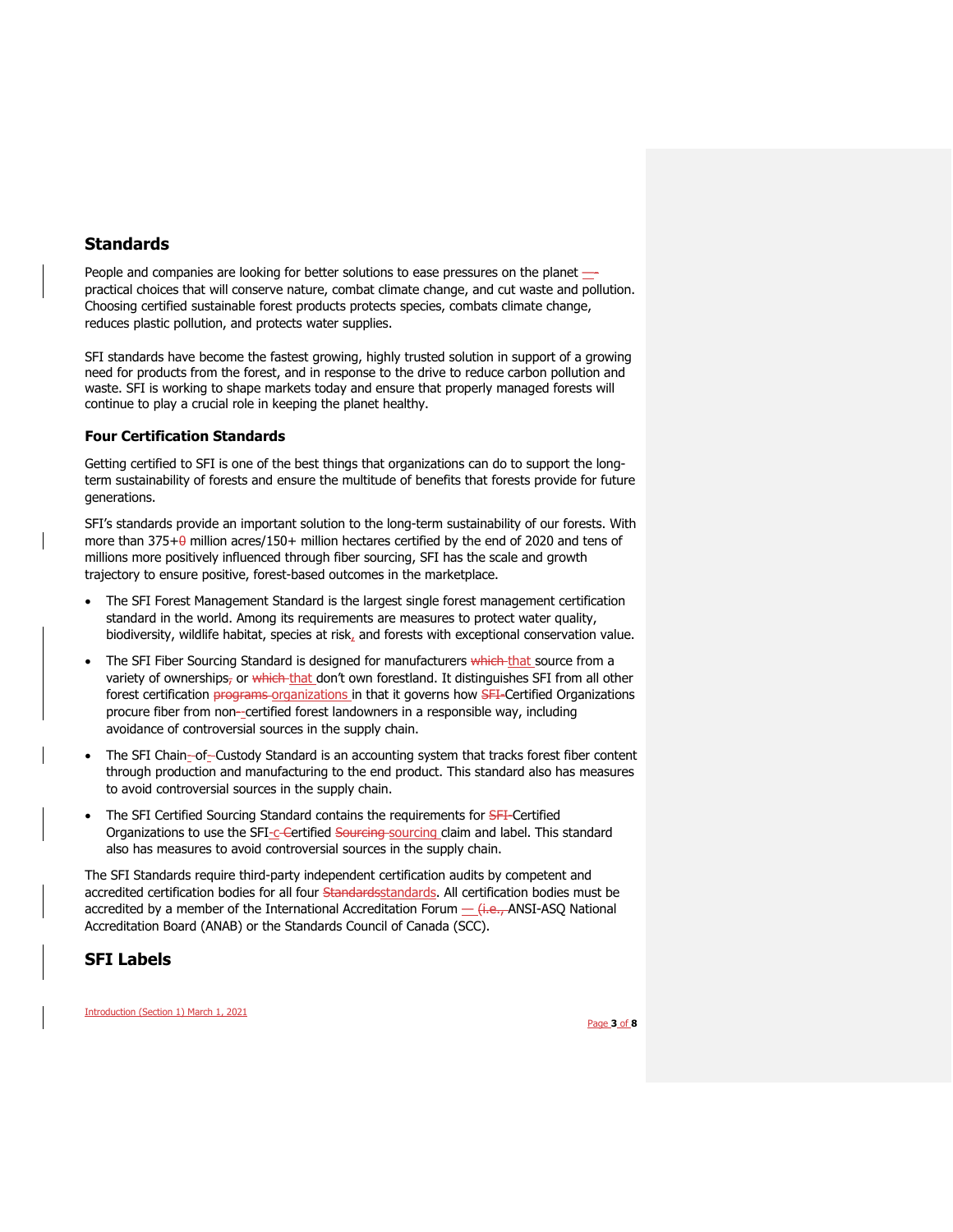## Standards

People and companies are looking for better solutions to ease pressures on the planet — practical choices that will conserve nature, combat climate change, and cut waste and pollution. Choosing certified sustainable forest products protects species, combats climate change, reduces plastic pollution, and protects water supplies.

SFI standards have become the fastest growing, highly trusted solution in support of a growing need for products from the forest, and in response to the drive to reduce carbon pollution and waste. SFI is working to shape markets today and ensure that properly managed forests will continue to play a crucial role in keeping the planet healthy.

### Four Certification Standards

Getting certified to SFI is one of the best things that organizations can do to support the long-term sustainability of forests and ensure the multitude of benefits that forests provide for future generations.

SFI's standards provide an important solution to the long-term sustainability of our forests. With more than 375+ million acres/150+ million hectares certified by the end of 2020 and tens of millions more positively influenced through fiber sourcing, SFI has the scale and growth trajectory to ensure positive, forest-based outcomes in the marketplace.

- The SFI Forest Management Standard is the largest single forest management certification standard in the world. Among its requirements are measures to protect water quality, biodiversity, wildlife habitat, species at risk, and forests with exceptional conservation value.
- The SFI Fiber Sourcing Standard is designed for manufacturers that source from a variety of ownerships or that don't own forestland. It distinguishes SFI from all other forest certification organizations in that it governs how Certified Organizations procure fiber from non-certified forest landowners in a responsible way, including avoidance of controversial sources in the supply chain.
- The SFI Chain-of-Custody Standard is an accounting system that tracks forest fiber content through production and manufacturing to the end product. This standard also has measures to avoid controversial sources in the supply chain.
- The SFI Certified Sourcing Standard contains the requirements for Certified Organizations to use the SFI-certified sourcing claim and label. This standard also has measures to avoid controversial sources in the supply chain.

The SFI Standards require third-party independent certification audits by competent and accredited certification bodies for all four standards. All certification bodies must be accredited by a member of the International Accreditation Forum — ANSI-ASQ National Accreditation Board (ANAB) or the Standards Council of Canada (SCC).

## SFI Labels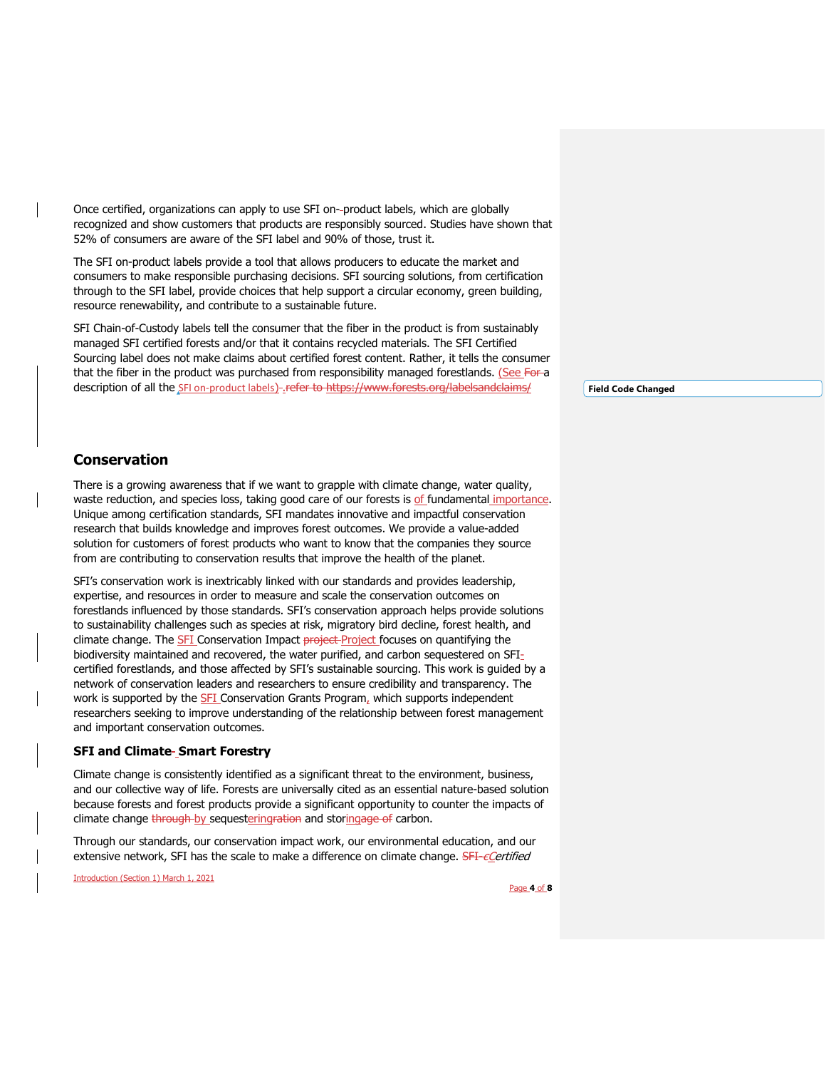Once certified, organizations can apply to use SFI on-product labels, which are globally recognized and show customers that products are responsibly sourced. Studies have shown that 52% of consumers are aware of the SFI label and 90% of those, trust it.

The SFI on-product labels provide a tool that allows producers to educate the market and consumers to make responsible purchasing decisions. SFI sourcing solutions, from certification through to the SFI label, provide choices that help support a circular economy, green building, resource renewability, and contribute to a sustainable future.

SFI Chain-of-Custody labels tell the consumer that the fiber in the product is from sustainably managed SFI certified forests and/or that it contains recycled materials. The SFI Certified Sourcing label does not make claims about certified forest content. Rather, it tells the consumer that the fiber in the product was purchased from responsibility managed forestlands. (See a description of all the SFI on-product labels).

## Conservation

There is a growing awareness that if we want to grapple with climate change, water quality, waste reduction, and species loss, taking good care of our forests is of fundamental importance. Unique among certification standards, SFI mandates innovative and impactful conservation research that builds knowledge and improves forest outcomes. We provide a value-added solution for customers of forest products who want to know that the companies they source from are contributing to conservation results that improve the health of the planet.

SFI's conservation work is inextricably linked with our standards and provides leadership, expertise, and resources in order to measure and scale the conservation outcomes on forestlands influenced by those standards. SFI's conservation approach helps provide solutions to sustainability challenges such as species at risk, migratory bird decline, forest health, and climate change. The SFI Conservation Impact Project focuses on quantifying the biodiversity maintained and recovered, the water purified, and carbon sequestered on SFI-certified forestlands, and those affected by SFI's sustainable sourcing. This work is guided by a network of conservation leaders and researchers to ensure credibility and transparency. The work is supported by the SFI Conservation Grants Program, which supports independent researchers seeking to improve understanding of the relationship between forest management and important conservation outcomes.

### SFI and Climate-Smart Forestry

Climate change is consistently identified as a significant threat to the environment, business, and our collective way of life. Forests are universally cited as an essential nature-based solution because forests and forest products provide a significant opportunity to counter the impacts of climate change by sequestering and storing carbon.

Through our standards, our conservation impact work, our environmental education, and our extensive network, SFI has the scale to make a difference on climate change. *Certified*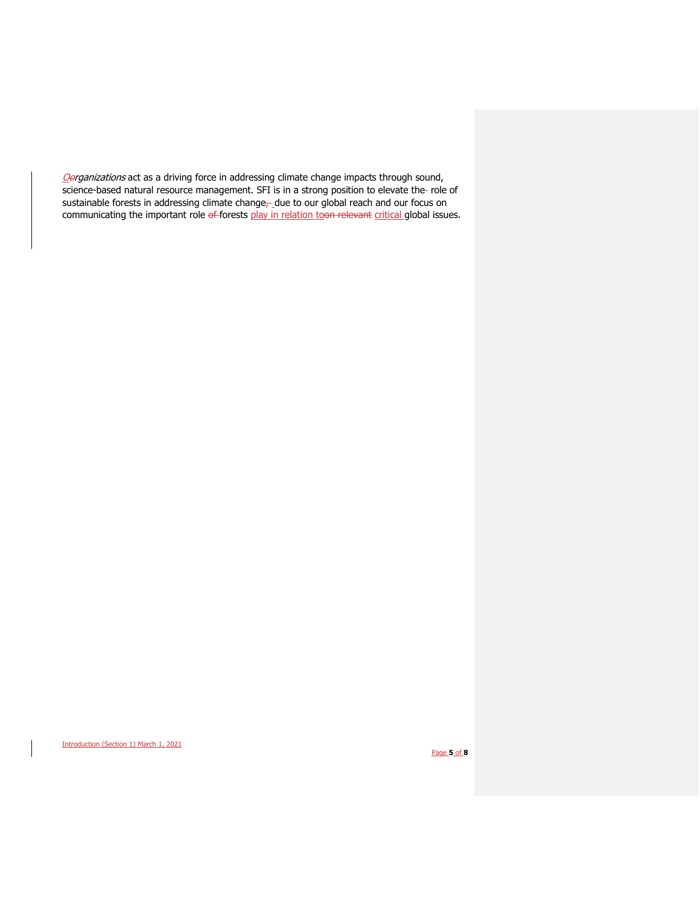*Organizations* act as a driving force in addressing climate change impacts through sound, science-based natural resource management. SFI is in a strong position to elevate the role of sustainable forests in addressing climate change due to our global reach and our focus on communicating the important role forests play in relation to critical global issues.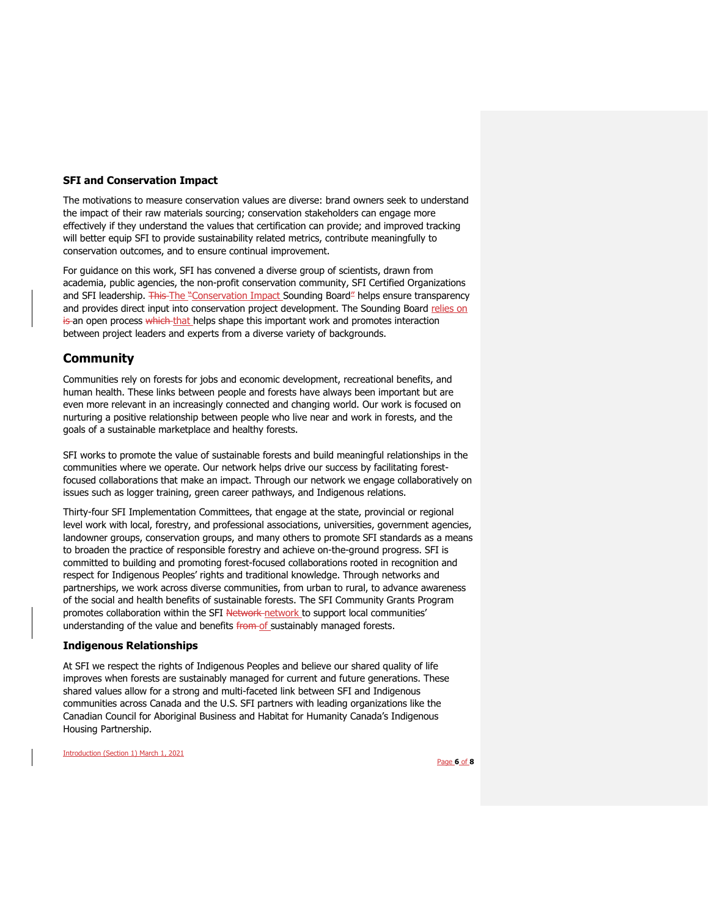### SFI and Conservation Impact

The motivations to measure conservation values are diverse: brand owners seek to understand the impact of their raw materials sourcing; conservation stakeholders can engage more effectively if they understand the values that certification can provide; and improved tracking will better equip SFI to provide sustainability related metrics, contribute meaningfully to conservation outcomes, and to ensure continual improvement.

For guidance on this work, SFI has convened a diverse group of scientists, drawn from academia, public agencies, the non-profit conservation community, SFI Certified Organizations and SFI leadership. The "Conservation Impact Sounding Board" helps ensure transparency and provides direct input into conservation project development. The Sounding Board relies on an open process that helps shape this important work and promotes interaction between project leaders and experts from a diverse variety of backgrounds.

## Community

Communities rely on forests for jobs and economic development, recreational benefits, and human health. These links between people and forests have always been important but are even more relevant in an increasingly connected and changing world. Our work is focused on nurturing a positive relationship between people who live near and work in forests, and the goals of a sustainable marketplace and healthy forests.

SFI works to promote the value of sustainable forests and build meaningful relationships in the communities where we operate. Our network helps drive our success by facilitating forest-focused collaborations that make an impact. Through our network we engage collaboratively on issues such as logger training, green career pathways, and Indigenous relations.

Thirty-four SFI Implementation Committees, that engage at the state, provincial or regional level work with local, forestry, and professional associations, universities, government agencies, landowner groups, conservation groups, and many others to promote SFI standards as a means to broaden the practice of responsible forestry and achieve on-the-ground progress. SFI is committed to building and promoting forest-focused collaborations rooted in recognition and respect for Indigenous Peoples' rights and traditional knowledge. Through networks and partnerships, we work across diverse communities, from urban to rural, to advance awareness of the social and health benefits of sustainable forests. The SFI Community Grants Program promotes collaboration within the SFI network to support local communities' understanding of the value and benefits of sustainably managed forests.

### Indigenous Relationships

At SFI we respect the rights of Indigenous Peoples and believe our shared quality of life improves when forests are sustainably managed for current and future generations. These shared values allow for a strong and multi-faceted link between SFI and Indigenous communities across Canada and the U.S. SFI partners with leading organizations like the Canadian Council for Aboriginal Business and Habitat for Humanity Canada's Indigenous Housing Partnership.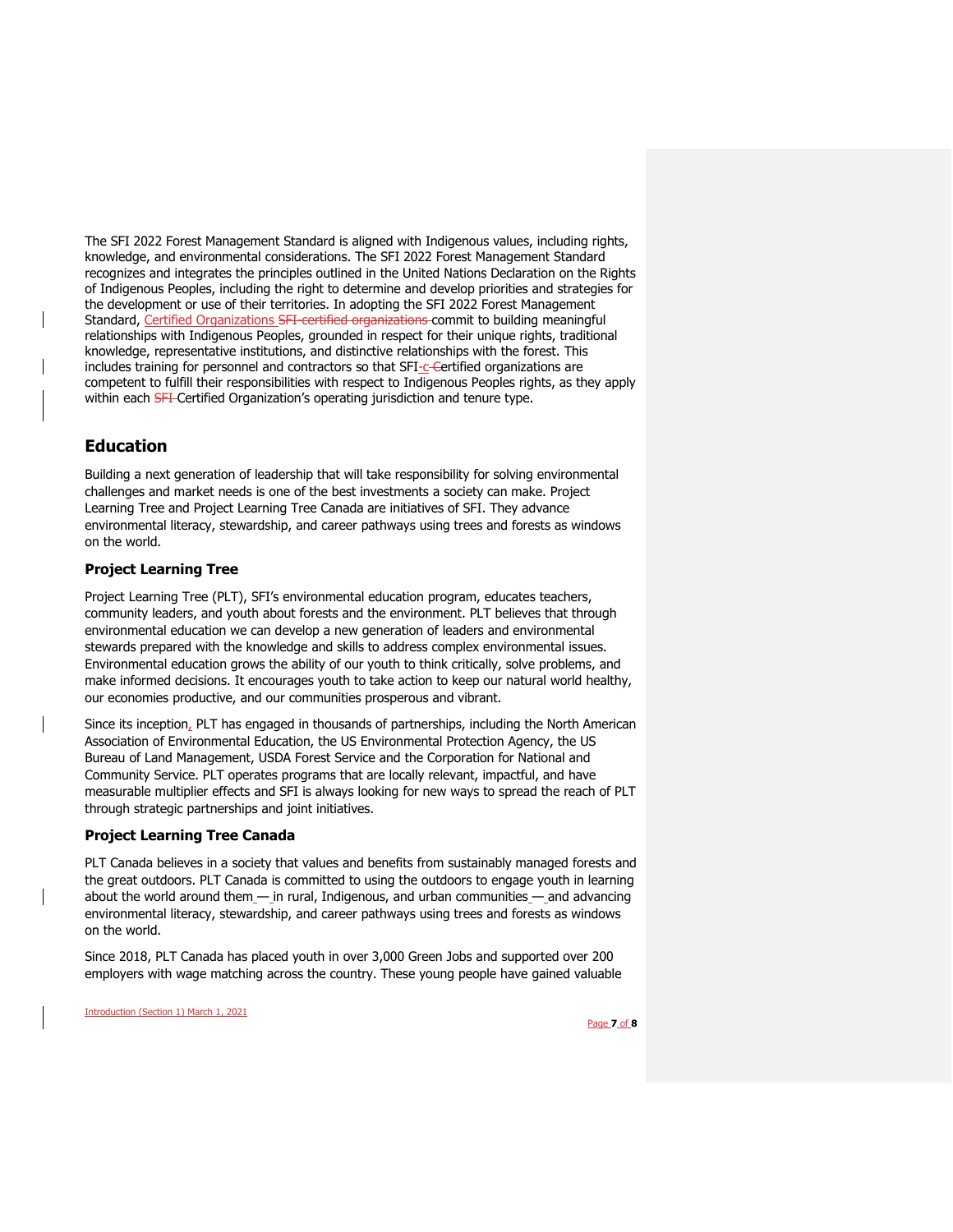The SFI 2022 Forest Management Standard is aligned with Indigenous values, including rights, knowledge, and environmental considerations. The SFI 2022 Forest Management Standard recognizes and integrates the principles outlined in the United Nations Declaration on the Rights of Indigenous Peoples, including the right to determine and develop priorities and strategies for the development or use of their territories. In adopting the SFI 2022 Forest Management Standard, Certified Organizations commit to building meaningful relationships with Indigenous Peoples, grounded in respect for their unique rights, traditional knowledge, representative institutions, and distinctive relationships with the forest. This includes training for personnel and contractors so that SFI-Certified organizations are competent to fulfill their responsibilities with respect to Indigenous Peoples rights, as they apply within each Certified Organization's operating jurisdiction and tenure type.

## Education

Building a next generation of leadership that will take responsibility for solving environmental challenges and market needs is one of the best investments a society can make. Project Learning Tree and Project Learning Tree Canada are initiatives of SFI. They advance environmental literacy, stewardship, and career pathways using trees and forests as windows on the world.

### Project Learning Tree

Project Learning Tree (PLT), SFI's environmental education program, educates teachers, community leaders, and youth about forests and the environment. PLT believes that through environmental education we can develop a new generation of leaders and environmental stewards prepared with the knowledge and skills to address complex environmental issues. Environmental education grows the ability of our youth to think critically, solve problems, and make informed decisions. It encourages youth to take action to keep our natural world healthy, our economies productive, and our communities prosperous and vibrant.

Since its inception, PLT has engaged in thousands of partnerships, including the North American Association of Environmental Education, the US Environmental Protection Agency, the US Bureau of Land Management, USDA Forest Service and the Corporation for National and Community Service. PLT operates programs that are locally relevant, impactful, and have measurable multiplier effects and SFI is always looking for new ways to spread the reach of PLT through strategic partnerships and joint initiatives.

### Project Learning Tree Canada

PLT Canada believes in a society that values and benefits from sustainably managed forests and the great outdoors. PLT Canada is committed to using the outdoors to engage youth in learning about the world around them — in rural, Indigenous, and urban communities — and advancing environmental literacy, stewardship, and career pathways using trees and forests as windows on the world.

Since 2018, PLT Canada has placed youth in over 3,000 Green Jobs and supported over 200 employers with wage matching across the country. These young people have gained valuable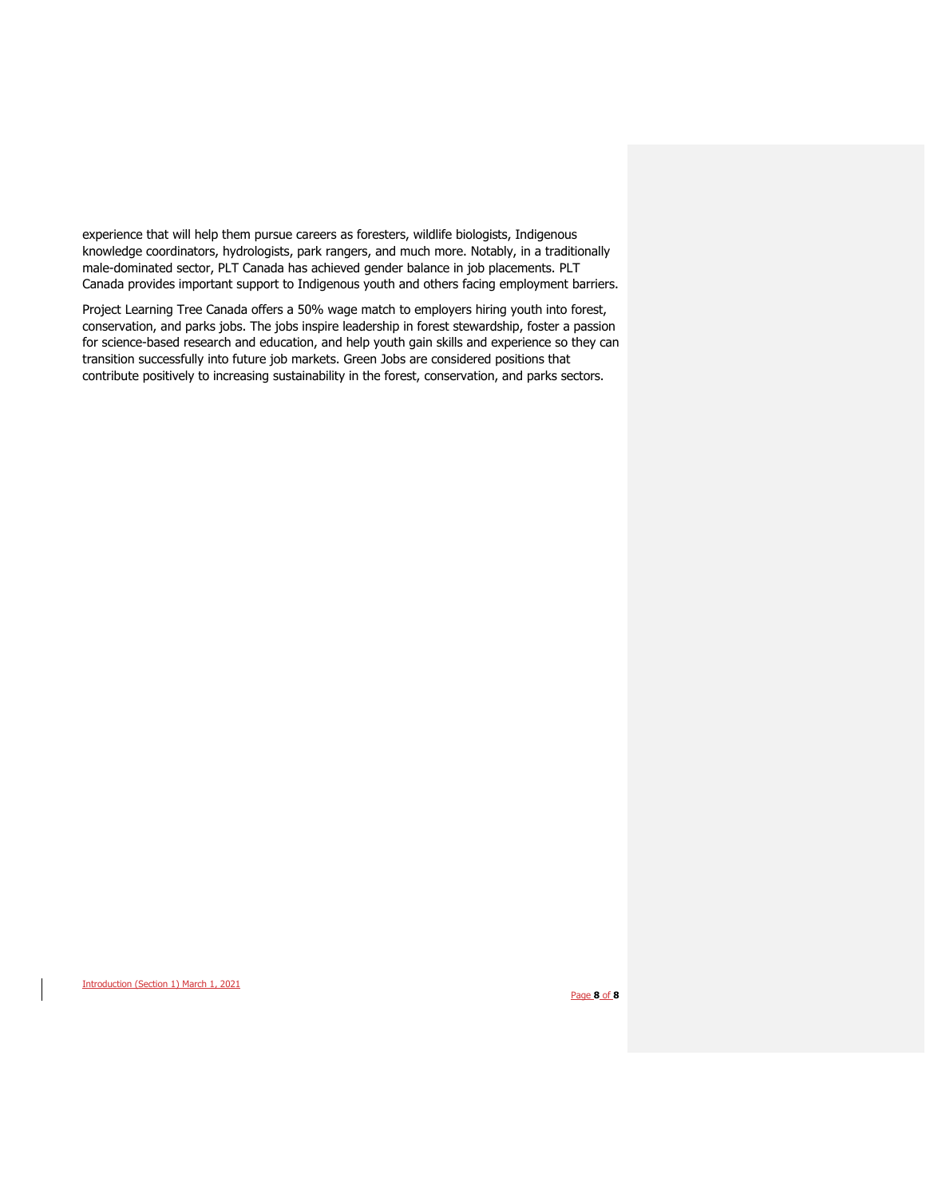experience that will help them pursue careers as foresters, wildlife biologists, Indigenous knowledge coordinators, hydrologists, park rangers, and much more. Notably, in a traditionally male-dominated sector, PLT Canada has achieved gender balance in job placements. PLT Canada provides important support to Indigenous youth and others facing employment barriers.

Project Learning Tree Canada offers a 50% wage match to employers hiring youth into forest, conservation, and parks jobs. The jobs inspire leadership in forest stewardship, foster a passion for science-based research and education, and help youth gain skills and experience so they can transition successfully into future job markets. Green Jobs are considered positions that contribute positively to increasing sustainability in the forest, conservation, and parks sectors.